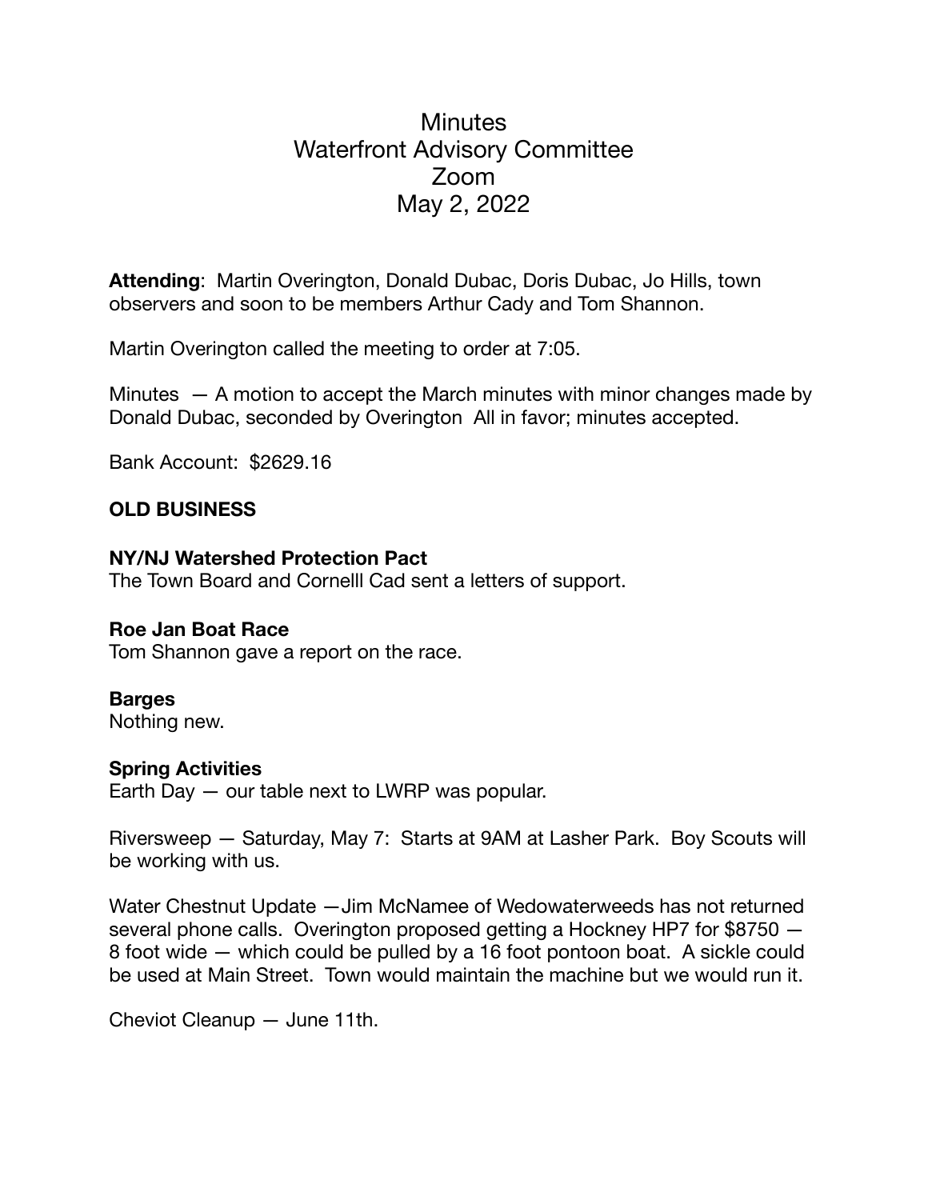# Minutes
# Waterfront Advisory Committee
# Zoom
# May 2, 2022

**Attending**: Martin Overington, Donald Dubac, Doris Dubac, Jo Hills, town observers and soon to be members Arthur Cady and Tom Shannon.

Martin Overington called the meeting to order at 7:05.

Minutes — A motion to accept the March minutes with minor changes made by Donald Dubac, seconded by Overington All in favor; minutes accepted.

Bank Account: $2629.16

## OLD BUSINESS

### NY/NJ Watershed Protection Pact

The Town Board and Cornelll Cad sent a letters of support.

### Roe Jan Boat Race

Tom Shannon gave a report on the race.

### Barges

Nothing new.

### Spring Activities

Earth Day — our table next to LWRP was popular.

Riversweep — Saturday, May 7: Starts at 9AM at Lasher Park. Boy Scouts will be working with us.

Water Chestnut Update —Jim McNamee of Wedowaterweeds has not returned several phone calls. Overington proposed getting a Hockney HP7 for $8750 — 8 foot wide — which could be pulled by a 16 foot pontoon boat. A sickle could be used at Main Street. Town would maintain the machine but we would run it.

Cheviot Cleanup — June 11th.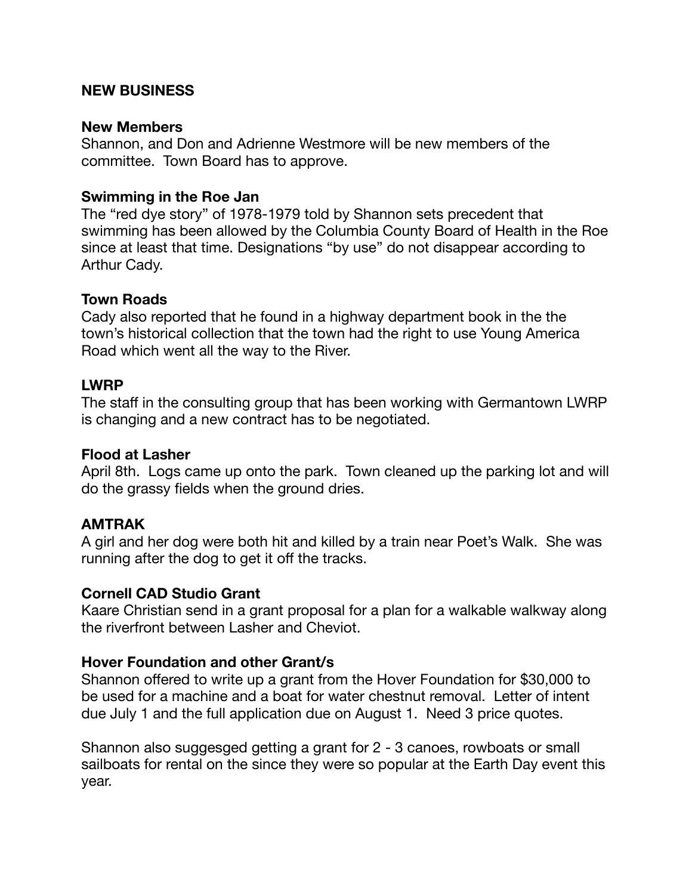**NEW BUSINESS**

**New Members**
Shannon, and Don and Adrienne Westmore will be new members of the committee. Town Board has to approve.

**Swimming in the Roe Jan**
The "red dye story" of 1978-1979 told by Shannon sets precedent that swimming has been allowed by the Columbia County Board of Health in the Roe since at least that time. Designations "by use" do not disappear according to Arthur Cady.

**Town Roads**
Cady also reported that he found in a highway department book in the the town's historical collection that the town had the right to use Young America Road which went all the way to the River.

**LWRP**
The staff in the consulting group that has been working with Germantown LWRP is changing and a new contract has to be negotiated.

**Flood at Lasher**
April 8th. Logs came up onto the park. Town cleaned up the parking lot and will do the grassy fields when the ground dries.

**AMTRAK**
A girl and her dog were both hit and killed by a train near Poet's Walk. She was running after the dog to get it off the tracks.

**Cornell CAD Studio Grant**
Kaare Christian send in a grant proposal for a plan for a walkable walkway along the riverfront between Lasher and Cheviot.

**Hover Foundation and other Grant/s**
Shannon offered to write up a grant from the Hover Foundation for $30,000 to be used for a machine and a boat for water chestnut removal. Letter of intent due July 1 and the full application due on August 1. Need 3 price quotes.

Shannon also suggesged getting a grant for 2 - 3 canoes, rowboats or small sailboats for rental on the since they were so popular at the Earth Day event this year.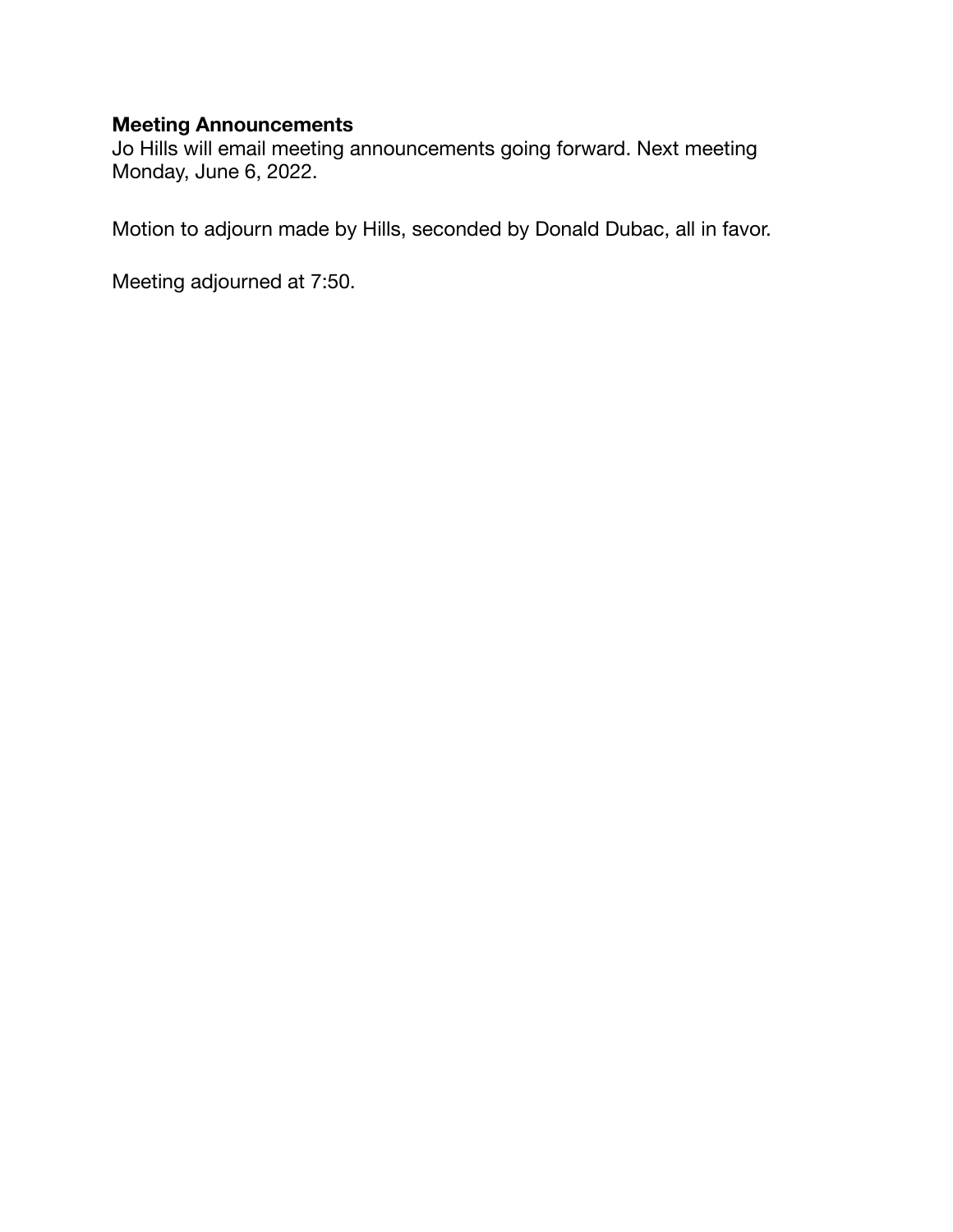**Meeting Announcements**
Jo Hills will email meeting announcements going forward. Next meeting Monday, June 6, 2022.

Motion to adjourn made by Hills, seconded by Donald Dubac, all in favor.

Meeting adjourned at 7:50.